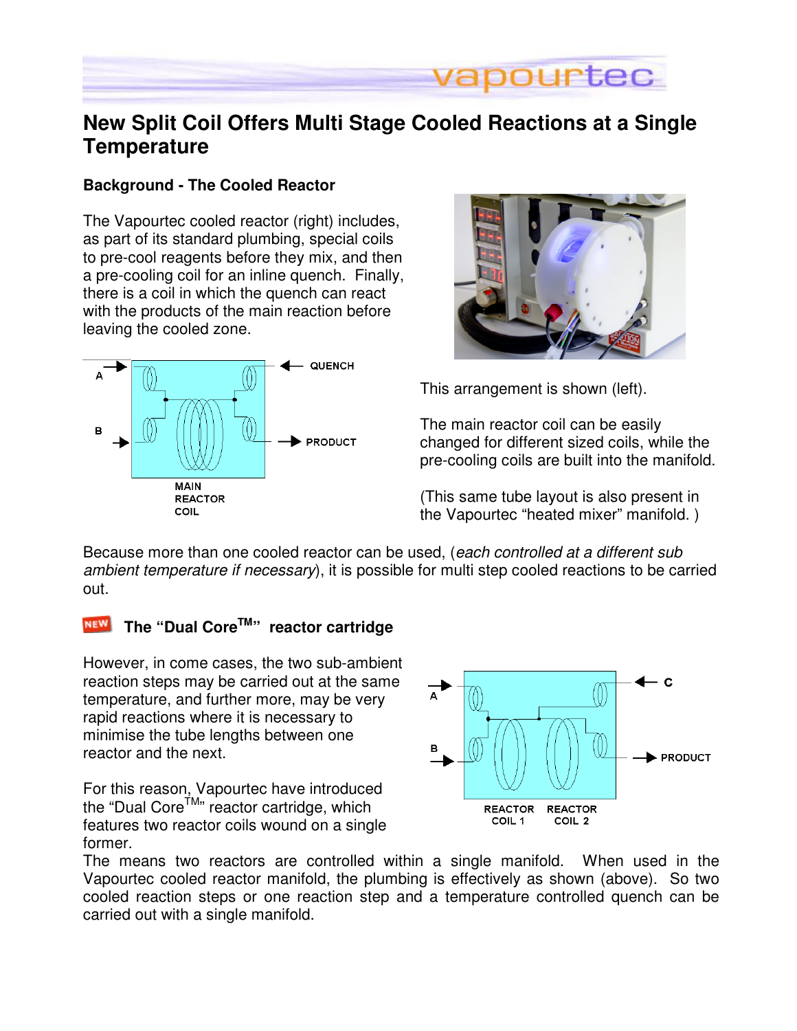# New Split Coil Offers Multi Stage Cooled Reactions at a Single Temperature

## Background - The Cooled Reactor

The Vapourtec cooled reactor (right) includes, as part of its standard plumbing, special coils to pre-cool reagents before they mix, and then a pre-cooling coil for an inline quench. Finally, there is a coil in which the quench can react with the products of the main reaction before leaving the cooled zone.

This arrangement is shown (left).

The main reactor coil can be easily changed for different sized coils, while the pre-cooling coils are built into the manifold.

(This same tube layout is also present in the Vapourtec "heated mixer" manifold. )

Because more than one cooled reactor can be used, (*each controlled at a different sub ambient temperature if necessary*), it is possible for multi step cooled reactions to be carried out.

## The "Dual Core[TM]" reactor cartridge

However, in come cases, the two sub-ambient reaction steps may be carried out at the same temperature, and further more, may be very rapid reactions where it is necessary to minimise the tube lengths between one reactor and the next.

For this reason, Vapourtec have introduced the "Dual Core[TM]" reactor cartridge, which features two reactor coils wound on a single former.

The means two reactors are controlled within a single manifold. When used in the Vapourtec cooled reactor manifold, the plumbing is effectively as shown (above). So two cooled reaction steps or one reaction step and a temperature controlled quench can be carried out with a single manifold.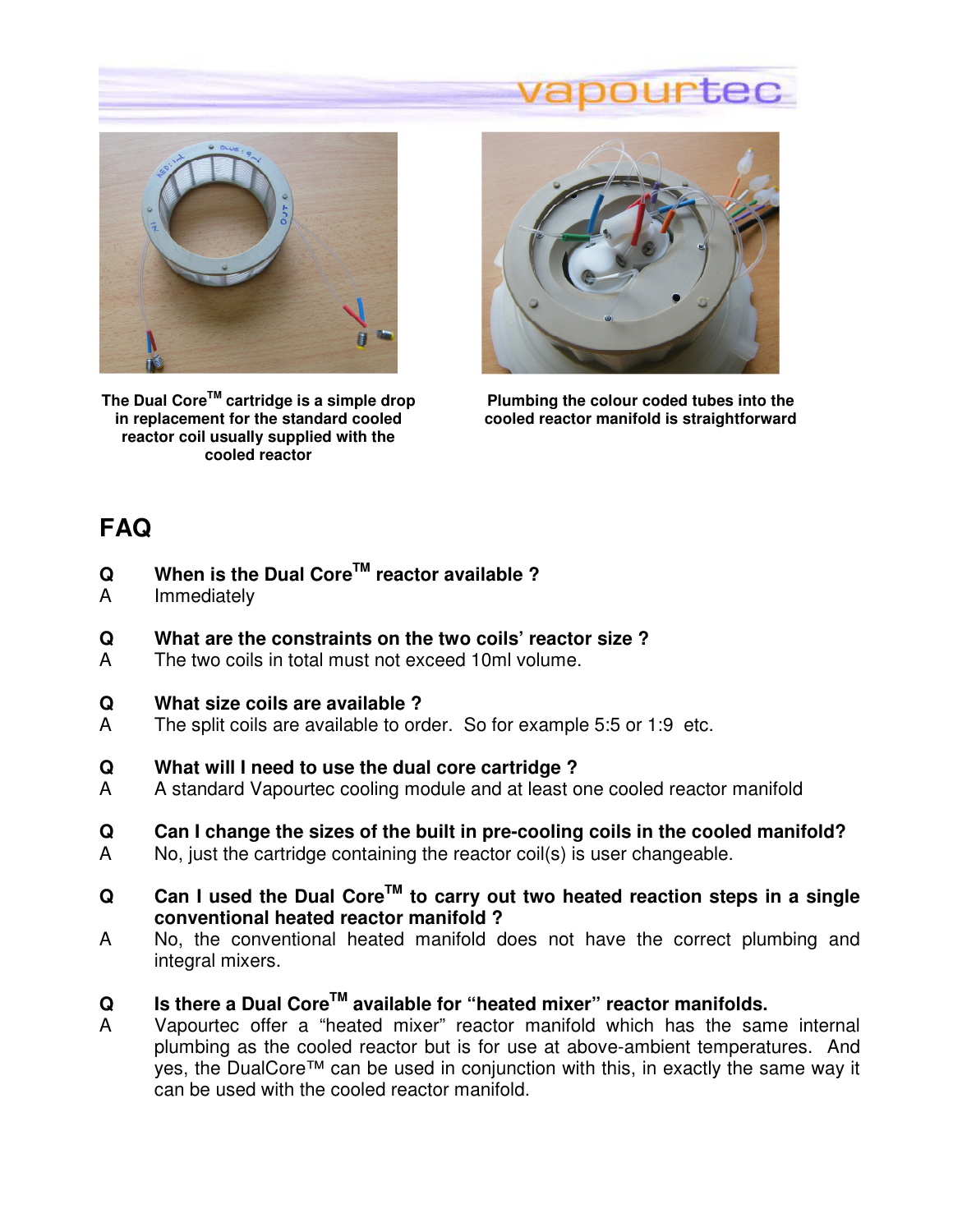The Dual Core[TM] cartridge is a simple drop in replacement for the standard cooled reactor coil usually supplied with the cooled reactor

Plumbing the colour coded tubes into the cooled reactor manifold is straightforward

## FAQ

**Q** **When is the Dual Core[TM] reactor available ?**
A Immediately

**Q** **What are the constraints on the two coils' reactor size ?**
A The two coils in total must not exceed 10ml volume.

**Q** **What size coils are available ?**
A The split coils are available to order. So for example 5:5 or 1:9 etc.

**Q** **What will I need to use the dual core cartridge ?**
A A standard Vapourtec cooling module and at least one cooled reactor manifold

**Q** **Can I change the sizes of the built in pre-cooling coils in the cooled manifold?**
A No, just the cartridge containing the reactor coil(s) is user changeable.

**Q** **Can I used the Dual Core[TM] to carry out two heated reaction steps in a single conventional heated reactor manifold ?**
A No, the conventional heated manifold does not have the correct plumbing and integral mixers.

**Q** **Is there a Dual Core[TM] available for "heated mixer" reactor manifolds.**
A Vapourtec offer a "heated mixer" reactor manifold which has the same internal plumbing as the cooled reactor but is for use at above-ambient temperatures. And yes, the DualCore™ can be used in conjunction with this, in exactly the same way it can be used with the cooled reactor manifold.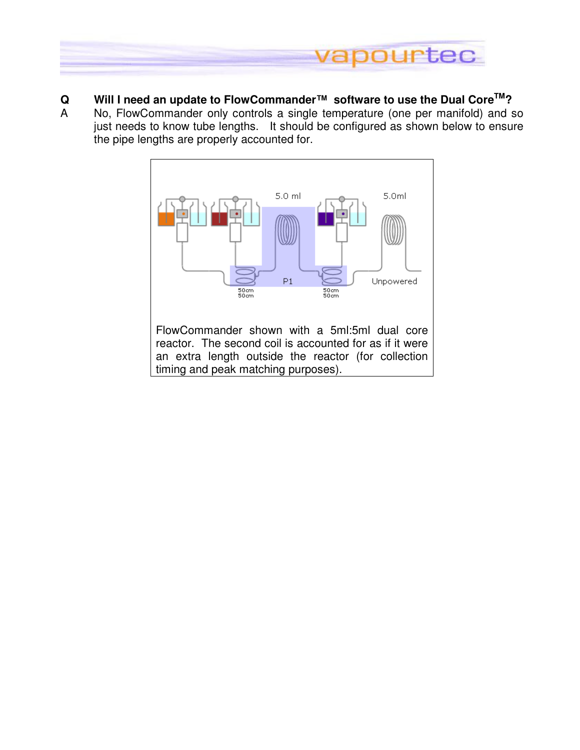**Q Will I need an update to FlowCommander™ software to use the Dual Core™?**

A No, FlowCommander only controls a single temperature (one per manifold) and so just needs to know tube lengths. It should be configured as shown below to ensure the pipe lengths are properly accounted for.

5.0 ml

5.0ml

P1

Unpowered

50cm
50cm

50cm
50cm

FlowCommander shown with a 5ml:5ml dual core reactor. The second coil is accounted for as if it were an extra length outside the reactor (for collection timing and peak matching purposes).